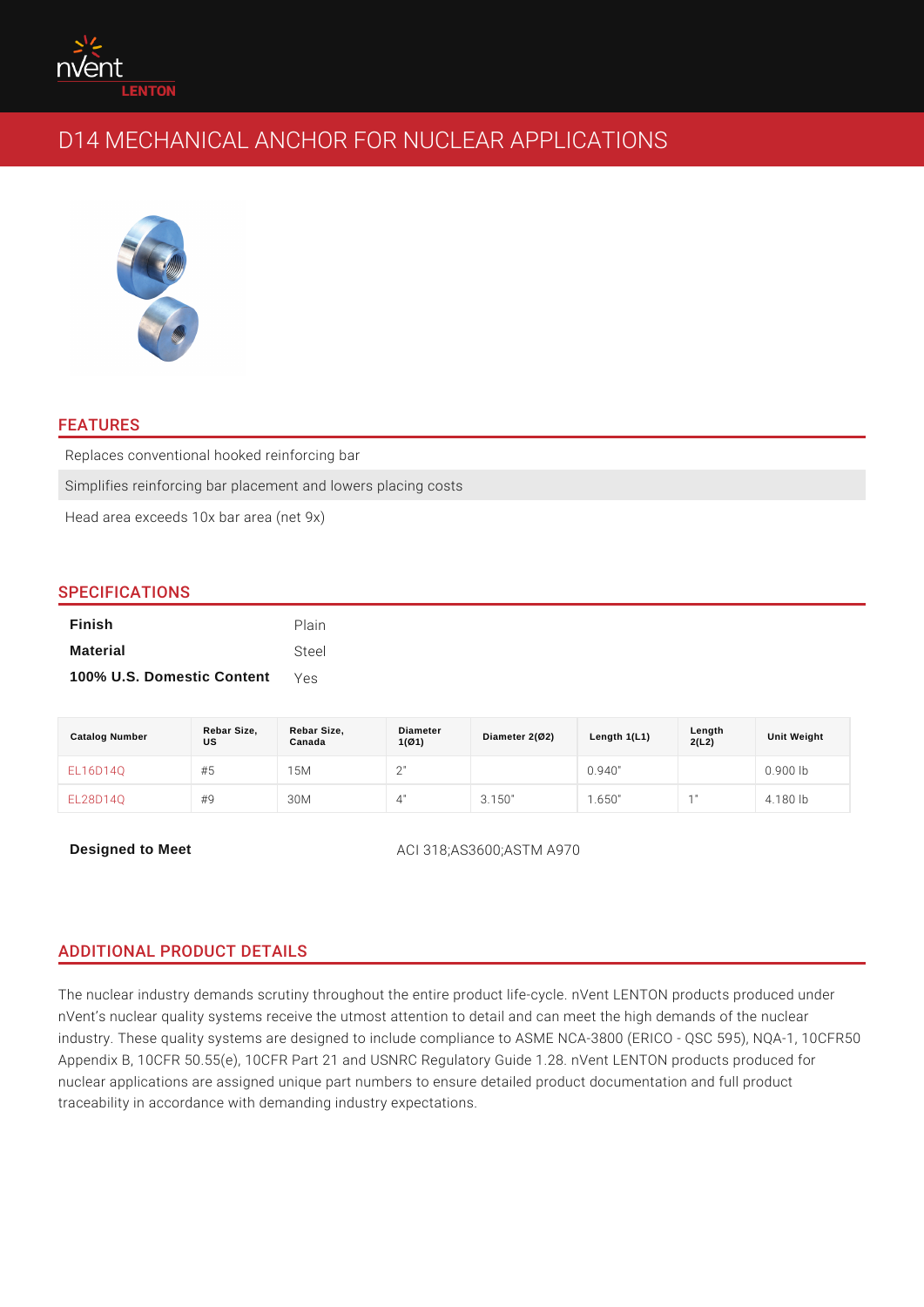nVent LENTON

# D14 MECHANICAL ANCHOR FOR NUCLEAR APPLICATIONS

## FEATURES

- Replaces conventional hooked reinforcing bar
- Simplifies reinforcing bar placement and lowers placing costs
- Head area exceeds 10x bar area (net 9x)

## SPECIFICATIONS

| | |
|---|---|
| **Finish** | Plain |
| **Material** | Steel |
| **100% U.S. Domestic Content** | Yes |

| Catalog Number | Rebar Size, US | Rebar Size, Canada | Diameter 1(Ø1) | Diameter 2(Ø2) | Length 1(L1) | Length 2(L2) | Unit Weight |
|---|---|---|---|---|---|---|---|
| EL16D14Q | #5 | 15M | 2" | | 0.940" | | 0.900 lb |
| EL28D14Q | #9 | 30M | 4" | 3.150" | 1.650" | 1" | 4.180 lb |

| | |
|---|---|
| **Designed to Meet** | ACI 318;AS3600;ASTM A970 |

## ADDITIONAL PRODUCT DETAILS

The nuclear industry demands scrutiny throughout the entire product life-cycle. nVent LENTON products produced under nVent's nuclear quality systems receive the utmost attention to detail and can meet the high demands of the nuclear industry. These quality systems are designed to include compliance to ASME NCA-3800 (ERICO - QSC 595), NQA-1, 10CFR50 Appendix B, 10CFR 50.55(e), 10CFR Part 21 and USNRC Regulatory Guide 1.28. nVent LENTON products produced for nuclear applications are assigned unique part numbers to ensure detailed product documentation and full product traceability in accordance with demanding industry expectations.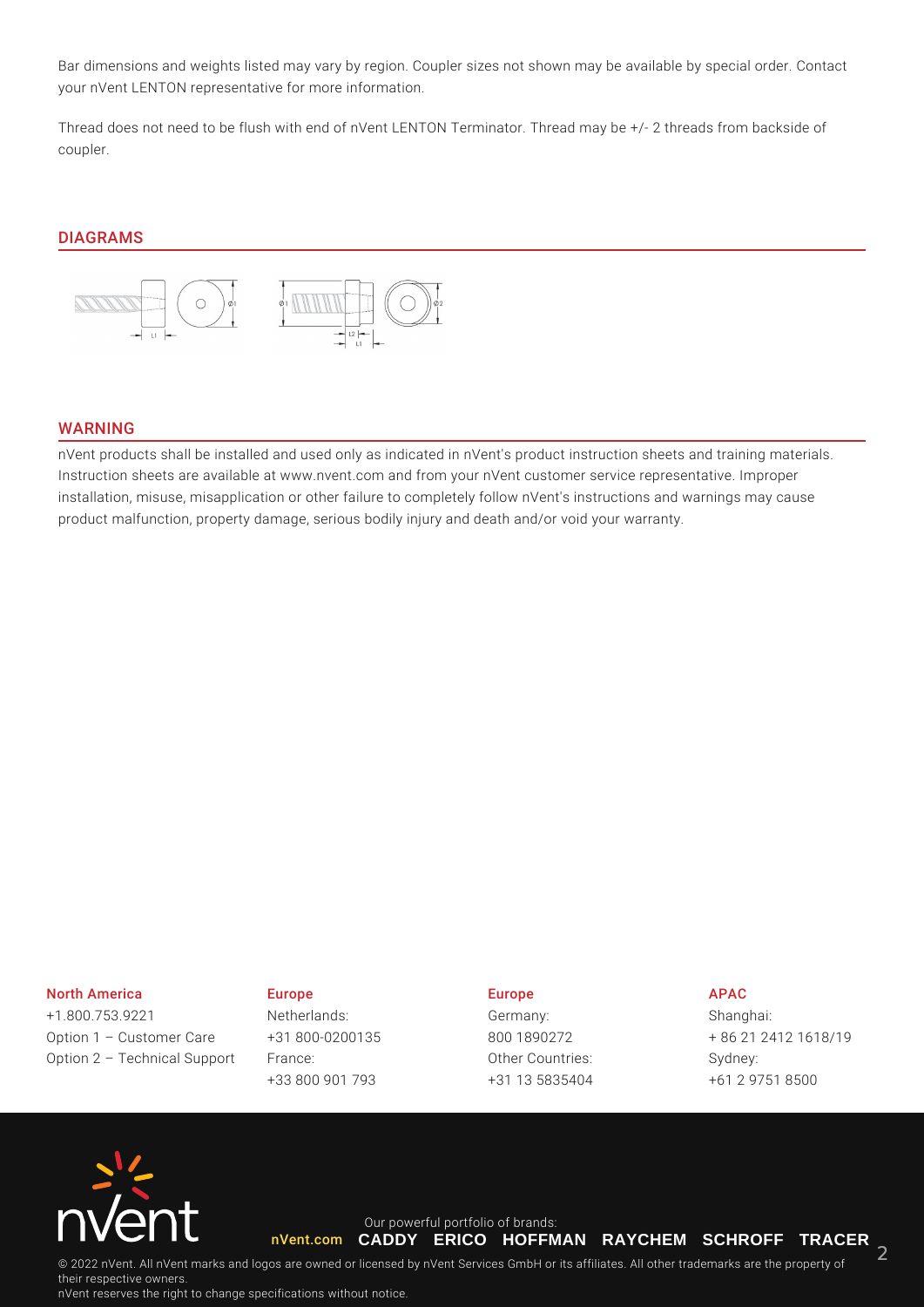Bar dimensions and weights listed may vary by region. Coupler sizes not shown may be available by special order. Contact your nVent LENTON representative for more information.

Thread does not need to be flush with end of nVent LENTON Terminator. Thread may be +/- 2 threads from backside of coupler.

## DIAGRAMS

Ø1
L1

Ø1
Ø2
L2
L1

## WARNING

nVent products shall be installed and used only as indicated in nVent's product instruction sheets and training materials. Instruction sheets are available at www.nvent.com and from your nVent customer service representative. Improper installation, misuse, misapplication or other failure to completely follow nVent's instructions and warnings may cause product malfunction, property damage, serious bodily injury and death and/or void your warranty.

**North America**
+1.800.753.9221
Option 1 – Customer Care
Option 2 – Technical Support

**Europe**
Netherlands:
+31 800-0200135
France:
+33 800 901 793

**Europe**
Germany:
800 1890272
Other Countries:
+31 13 5835404

**APAC**
Shanghai:
+ 86 21 2412 1618/19
Sydney:
+61 2 9751 8500

Our powerful portfolio of brands:
nVent.com CADDY ERICO HOFFMAN RAYCHEM SCHROFF TRACER

© 2022 nVent. All nVent marks and logos are owned or licensed by nVent Services GmbH or its affiliates. All other trademarks are the property of their respective owners.
nVent reserves the right to change specifications without notice.